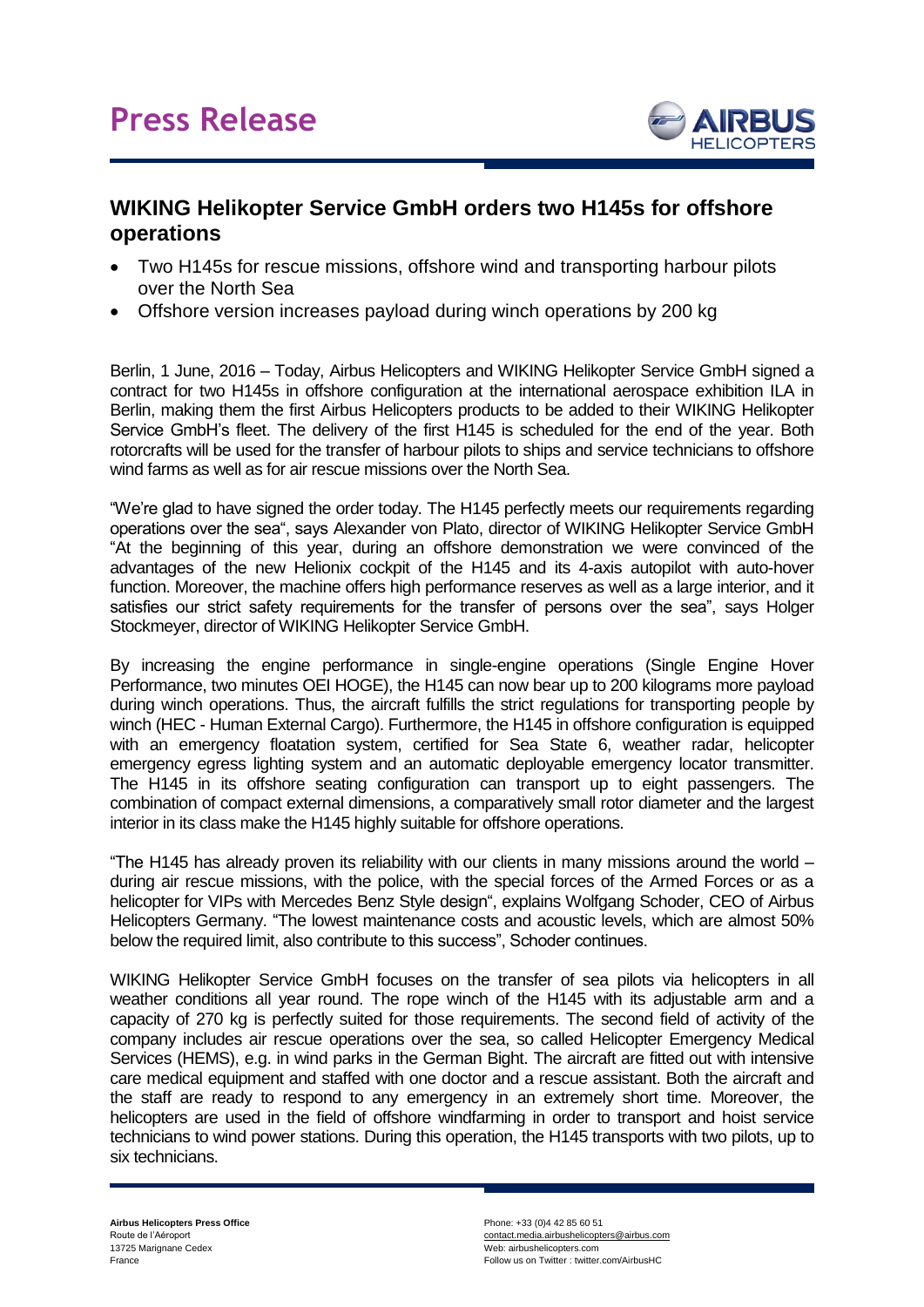# Press Release

## WIKING Helikopter Service GmbH orders two H145s for offshore operations

- Two H145s for rescue missions, offshore wind and transporting harbour pilots over the North Sea
- Offshore version increases payload during winch operations by 200 kg

Berlin, 1 June, 2016 – Today, Airbus Helicopters and WIKING Helikopter Service GmbH signed a contract for two H145s in offshore configuration at the international aerospace exhibition ILA in Berlin, making them the first Airbus Helicopters products to be added to their WIKING Helikopter Service GmbH's fleet. The delivery of the first H145 is scheduled for the end of the year. Both rotorcrafts will be used for the transfer of harbour pilots to ships and service technicians to offshore wind farms as well as for air rescue missions over the North Sea.

"We're glad to have signed the order today. The H145 perfectly meets our requirements regarding operations over the sea", says Alexander von Plato, director of WIKING Helikopter Service GmbH "At the beginning of this year, during an offshore demonstration we were convinced of the advantages of the new Helionix cockpit of the H145 and its 4-axis autopilot with auto-hover function. Moreover, the machine offers high performance reserves as well as a large interior, and it satisfies our strict safety requirements for the transfer of persons over the sea", says Holger Stockmeyer, director of WIKING Helikopter Service GmbH.

By increasing the engine performance in single-engine operations (Single Engine Hover Performance, two minutes OEI HOGE), the H145 can now bear up to 200 kilograms more payload during winch operations. Thus, the aircraft fulfills the strict regulations for transporting people by winch (HEC - Human External Cargo). Furthermore, the H145 in offshore configuration is equipped with an emergency floatation system, certified for Sea State 6, weather radar, helicopter emergency egress lighting system and an automatic deployable emergency locator transmitter. The H145 in its offshore seating configuration can transport up to eight passengers. The combination of compact external dimensions, a comparatively small rotor diameter and the largest interior in its class make the H145 highly suitable for offshore operations.

"The H145 has already proven its reliability with our clients in many missions around the world – during air rescue missions, with the police, with the special forces of the Armed Forces or as a helicopter for VIPs with Mercedes Benz Style design", explains Wolfgang Schoder, CEO of Airbus Helicopters Germany. "The lowest maintenance costs and acoustic levels, which are almost 50% below the required limit, also contribute to this success", Schoder continues.

WIKING Helikopter Service GmbH focuses on the transfer of sea pilots via helicopters in all weather conditions all year round. The rope winch of the H145 with its adjustable arm and a capacity of 270 kg is perfectly suited for those requirements. The second field of activity of the company includes air rescue operations over the sea, so called Helicopter Emergency Medical Services (HEMS), e.g. in wind parks in the German Bight. The aircraft are fitted out with intensive care medical equipment and staffed with one doctor and a rescue assistant. Both the aircraft and the staff are ready to respond to any emergency in an extremely short time. Moreover, the helicopters are used in the field of offshore windfarming in order to transport and hoist service technicians to wind power stations. During this operation, the H145 transports with two pilots, up to six technicians.

**Airbus Helicopters Press Office**
Route de l'Aéroport
13725 Marignane Cedex
France

Phone: +33 (0)4 42 85 60 51
contact.media.airbushelicopters@airbus.com
Web: airbushelicopters.com
Follow us on Twitter : twitter.com/AirbusHC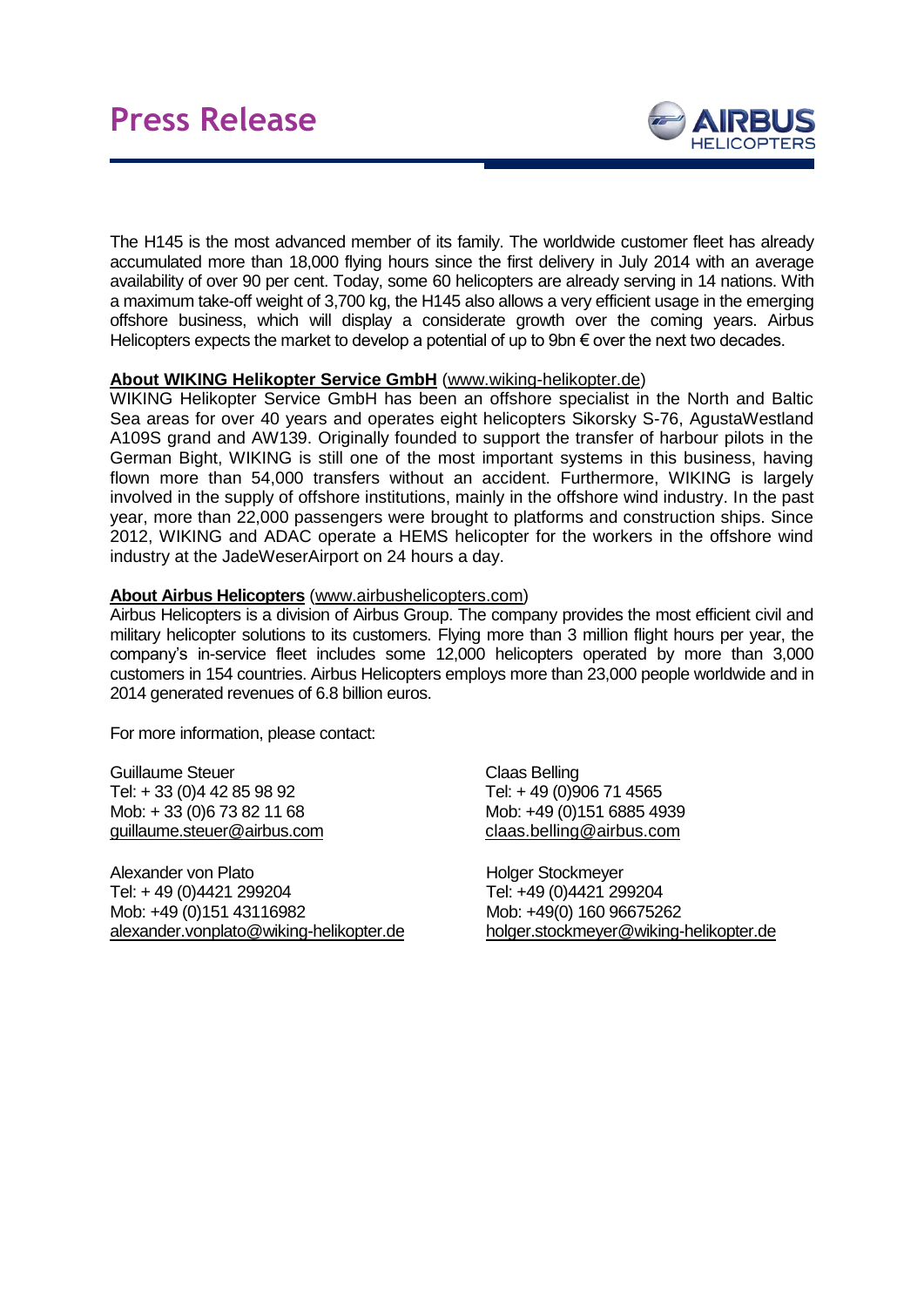The H145 is the most advanced member of its family. The worldwide customer fleet has already accumulated more than 18,000 flying hours since the first delivery in July 2014 with an average availability of over 90 per cent. Today, some 60 helicopters are already serving in 14 nations. With a maximum take-off weight of 3,700 kg, the H145 also allows a very efficient usage in the emerging offshore business, which will display a considerate growth over the coming years. Airbus Helicopters expects the market to develop a potential of up to 9bn € over the next two decades.

**About WIKING Helikopter Service GmbH** (www.wiking-helikopter.de)
WIKING Helikopter Service GmbH has been an offshore specialist in the North and Baltic Sea areas for over 40 years and operates eight helicopters Sikorsky S-76, AgustaWestland A109S grand and AW139. Originally founded to support the transfer of harbour pilots in the German Bight, WIKING is still one of the most important systems in this business, having flown more than 54,000 transfers without an accident. Furthermore, WIKING is largely involved in the supply of offshore institutions, mainly in the offshore wind industry. In the past year, more than 22,000 passengers were brought to platforms and construction ships. Since 2012, WIKING and ADAC operate a HEMS helicopter for the workers in the offshore wind industry at the JadeWeserAirport on 24 hours a day.

**About Airbus Helicopters** (www.airbushelicopters.com)
Airbus Helicopters is a division of Airbus Group. The company provides the most efficient civil and military helicopter solutions to its customers. Flying more than 3 million flight hours per year, the company's in-service fleet includes some 12,000 helicopters operated by more than 3,000 customers in 154 countries. Airbus Helicopters employs more than 23,000 people worldwide and in 2014 generated revenues of 6.8 billion euros.

For more information, please contact:

Guillaume Steuer
Tel: + 33 (0)4 42 85 98 92
Mob: + 33 (0)6 73 82 11 68
guillaume.steuer@airbus.com

Claas Belling
Tel: + 49 (0)906 71 4565
Mob: +49 (0)151 6885 4939
claas.belling@airbus.com

Alexander von Plato
Tel: + 49 (0)4421 299204
Mob: +49 (0)151 43116982
alexander.vonplato@wiking-helikopter.de

Holger Stockmeyer
Tel: +49 (0)4421 299204
Mob: +49(0) 160 96675262
holger.stockmeyer@wiking-helikopter.de